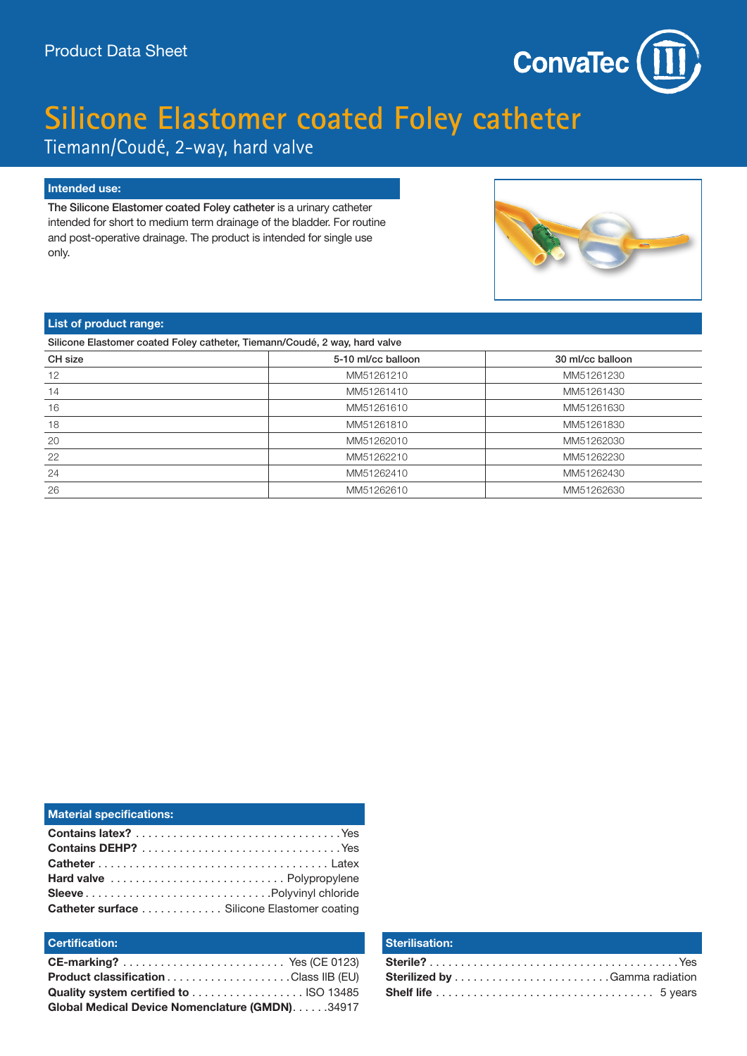Product Data Sheet

# Silicone Elastomer coated Foley catheter

## Tiemann/Coudé, 2-way, hard valve

### Intended use:

**The Silicone Elastomer coated Foley catheter** is a urinary catheter intended for short to medium term drainage of the bladder. For routine and post-operative drainage. The product is intended for single use only.

### List of product range:

Silicone Elastomer coated Foley catheter, Tiemann/Coudé, 2 way, hard valve

| CH size | 5-10 ml/cc balloon | 30 ml/cc balloon |
|---|---|---|
| 12 | MM51261210 | MM51261230 |
| 14 | MM51261410 | MM51261430 |
| 16 | MM51261610 | MM51261630 |
| 18 | MM51261810 | MM51261830 |
| 20 | MM51262010 | MM51262030 |
| 22 | MM51262210 | MM51262230 |
| 24 | MM51262410 | MM51262430 |
| 26 | MM51262610 | MM51262630 |

### Material specifications:

**Contains latex?** ................................ Yes
**Contains DEHP?** ................................ Yes
**Catheter** ................................ Latex
**Hard valve** ................................ Polypropylene
**Sleeve** ................................ Polyvinyl chloride
**Catheter surface** ............. Silicone Elastomer coating

### Certification:

**CE-marking?** .......................... Yes (CE 0123)
**Product classification** .................... Class IIB (EU)
**Quality system certified to** .................. ISO 13485
**Global Medical Device Nomenclature (GMDN)**...... 34917

### Sterilisation:

**Sterile?** ........................................ Yes
**Sterilized by** ......................... Gamma radiation
**Shelf life** .................................. 5 years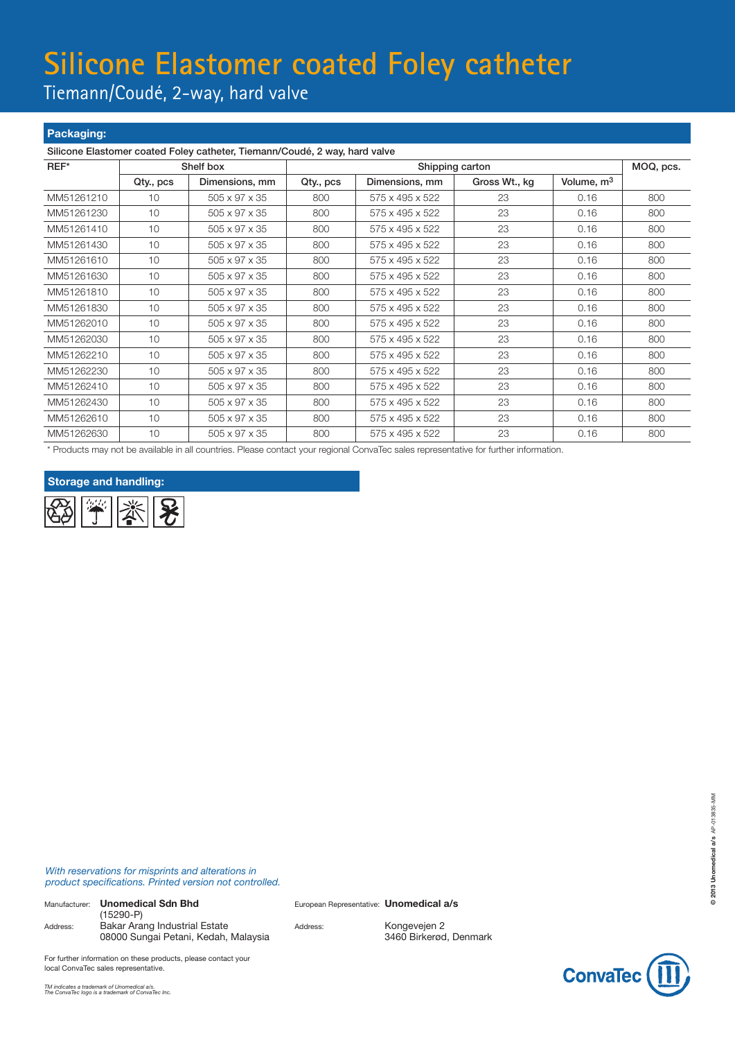# Silicone Elastomer coated Foley catheter

## Tiemann/Coudé, 2-way, hard valve

### Packaging:

Silicone Elastomer coated Foley catheter, Tiemann/Coudé, 2 way, hard valve

| REF* | Shelf box | | Shipping carton | | | | MOQ, pcs. |
|---|---|---|---|---|---|---|---|
| | Qty., pcs | Dimensions, mm | Qty., pcs | Dimensions, mm | Gross Wt., kg | Volume, $m^3$ | |
| MM51261210 | 10 | 505 x 97 x 35 | 800 | 575 x 495 x 522 | 23 | 0.16 | 800 |
| MM51261230 | 10 | 505 x 97 x 35 | 800 | 575 x 495 x 522 | 23 | 0.16 | 800 |
| MM51261410 | 10 | 505 x 97 x 35 | 800 | 575 x 495 x 522 | 23 | 0.16 | 800 |
| MM51261430 | 10 | 505 x 97 x 35 | 800 | 575 x 495 x 522 | 23 | 0.16 | 800 |
| MM51261610 | 10 | 505 x 97 x 35 | 800 | 575 x 495 x 522 | 23 | 0.16 | 800 |
| MM51261630 | 10 | 505 x 97 x 35 | 800 | 575 x 495 x 522 | 23 | 0.16 | 800 |
| MM51261810 | 10 | 505 x 97 x 35 | 800 | 575 x 495 x 522 | 23 | 0.16 | 800 |
| MM51261830 | 10 | 505 x 97 x 35 | 800 | 575 x 495 x 522 | 23 | 0.16 | 800 |
| MM51262010 | 10 | 505 x 97 x 35 | 800 | 575 x 495 x 522 | 23 | 0.16 | 800 |
| MM51262030 | 10 | 505 x 97 x 35 | 800 | 575 x 495 x 522 | 23 | 0.16 | 800 |
| MM51262210 | 10 | 505 x 97 x 35 | 800 | 575 x 495 x 522 | 23 | 0.16 | 800 |
| MM51262230 | 10 | 505 x 97 x 35 | 800 | 575 x 495 x 522 | 23 | 0.16 | 800 |
| MM51262410 | 10 | 505 x 97 x 35 | 800 | 575 x 495 x 522 | 23 | 0.16 | 800 |
| MM51262430 | 10 | 505 x 97 x 35 | 800 | 575 x 495 x 522 | 23 | 0.16 | 800 |
| MM51262610 | 10 | 505 x 97 x 35 | 800 | 575 x 495 x 522 | 23 | 0.16 | 800 |
| MM51262630 | 10 | 505 x 97 x 35 | 800 | 575 x 495 x 522 | 23 | 0.16 | 800 |

* Products may not be available in all countries. Please contact your regional ConvaTec sales representative for further information.

### Storage and handling:

*With reservations for misprints and alterations in product specifications. Printed version not controlled.*

Manufacturer: **Unomedical Sdn Bhd**
(15290-P)
Address: Bakar Arang Industrial Estate
08000 Sungai Petani, Kedah, Malaysia

European Representative: **Unomedical a/s**
Address: Kongevejen 2
3460 Birkerød, Denmark

For further information on these products, please contact your local ConvaTec sales representative.

*TM indicates a trademark of Unomedical a/s.*
*The ConvaTec logo is a trademark of ConvaTec Inc.*

**© 2013 Unomedical a/s** AP-013835-MM

ConvaTec